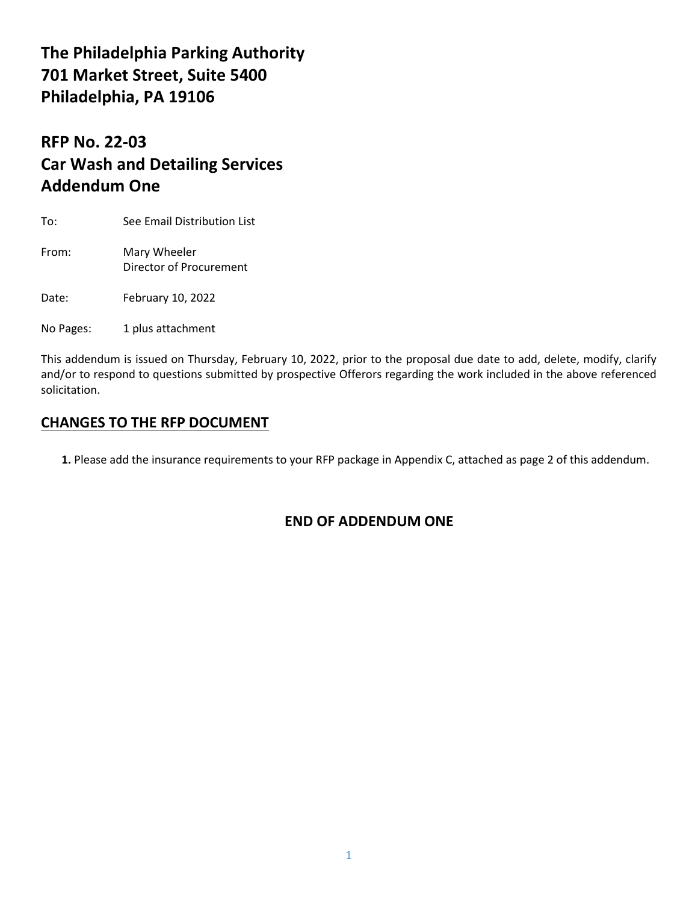# The Philadelphia Parking Authority
# 701 Market Street, Suite 5400
# Philadelphia, PA 19106

## RFP No. 22-03
## Car Wash and Detailing Services
## Addendum One

To: See Email Distribution List

From: Mary Wheeler
Director of Procurement

Date: February 10, 2022

No Pages: 1 plus attachment

This addendum is issued on Thursday, February 10, 2022, prior to the proposal due date to add, delete, modify, clarify and/or to respond to questions submitted by prospective Offerors regarding the work included in the above referenced solicitation.

## CHANGES TO THE RFP DOCUMENT

**1.** Please add the insurance requirements to your RFP package in Appendix C, attached as page 2 of this addendum.

**END OF ADDENDUM ONE**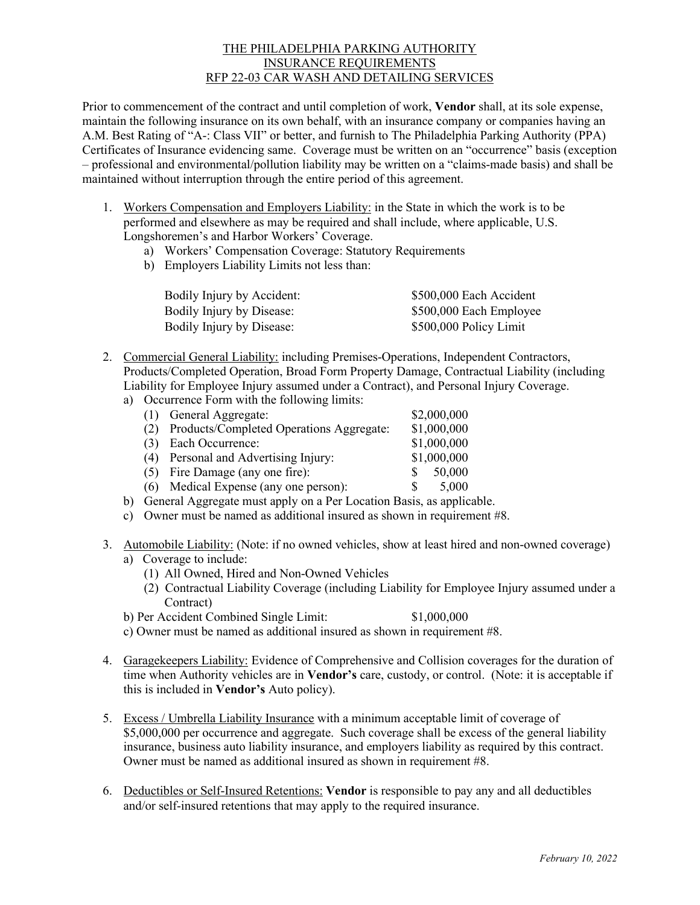THE PHILADELPHIA PARKING AUTHORITY
INSURANCE REQUIREMENTS
RFP 22-03 CAR WASH AND DETAILING SERVICES

Prior to commencement of the contract and until completion of work, **Vendor** shall, at its sole expense, maintain the following insurance on its own behalf, with an insurance company or companies having an A.M. Best Rating of "A-: Class VII" or better, and furnish to The Philadelphia Parking Authority (PPA) Certificates of Insurance evidencing same. Coverage must be written on an "occurrence" basis (exception – professional and environmental/pollution liability may be written on a "claims-made basis) and shall be maintained without interruption through the entire period of this agreement.

1. Workers Compensation and Employers Liability: in the State in which the work is to be performed and elsewhere as may be required and shall include, where applicable, U.S. Longshoremen's and Harbor Workers' Coverage.
   a) Workers' Compensation Coverage: Statutory Requirements
   b) Employers Liability Limits not less than:

| | |
|---|---|
| Bodily Injury by Accident: | $500,000 Each Accident |
| Bodily Injury by Disease: | $500,000 Each Employee |
| Bodily Injury by Disease: | $500,000 Policy Limit |

2. Commercial General Liability: including Premises-Operations, Independent Contractors, Products/Completed Operation, Broad Form Property Damage, Contractual Liability (including Liability for Employee Injury assumed under a Contract), and Personal Injury Coverage.
   a) Occurrence Form with the following limits:

| | |
|---|---|
| (1) General Aggregate: | $2,000,000 |
| (2) Products/Completed Operations Aggregate: | $1,000,000 |
| (3) Each Occurrence: | $1,000,000 |
| (4) Personal and Advertising Injury: | $1,000,000 |
| (5) Fire Damage (any one fire): | $ 50,000 |
| (6) Medical Expense (any one person): | $ 5,000 |

   b) General Aggregate must apply on a Per Location Basis, as applicable.
   c) Owner must be named as additional insured as shown in requirement #8.

3. Automobile Liability: (Note: if no owned vehicles, show at least hired and non-owned coverage)
   a) Coverage to include:
      (1) All Owned, Hired and Non-Owned Vehicles
      (2) Contractual Liability Coverage (including Liability for Employee Injury assumed under a Contract)
   b) Per Accident Combined Single Limit: $1,000,000
   c) Owner must be named as additional insured as shown in requirement #8.

4. Garagekeepers Liability: Evidence of Comprehensive and Collision coverages for the duration of time when Authority vehicles are in **Vendor's** care, custody, or control. (Note: it is acceptable if this is included in **Vendor's** Auto policy).

5. Excess / Umbrella Liability Insurance with a minimum acceptable limit of coverage of $5,000,000 per occurrence and aggregate. Such coverage shall be excess of the general liability insurance, business auto liability insurance, and employers liability as required by this contract. Owner must be named as additional insured as shown in requirement #8.

6. Deductibles or Self-Insured Retentions: **Vendor** is responsible to pay any and all deductibles and/or self-insured retentions that may apply to the required insurance.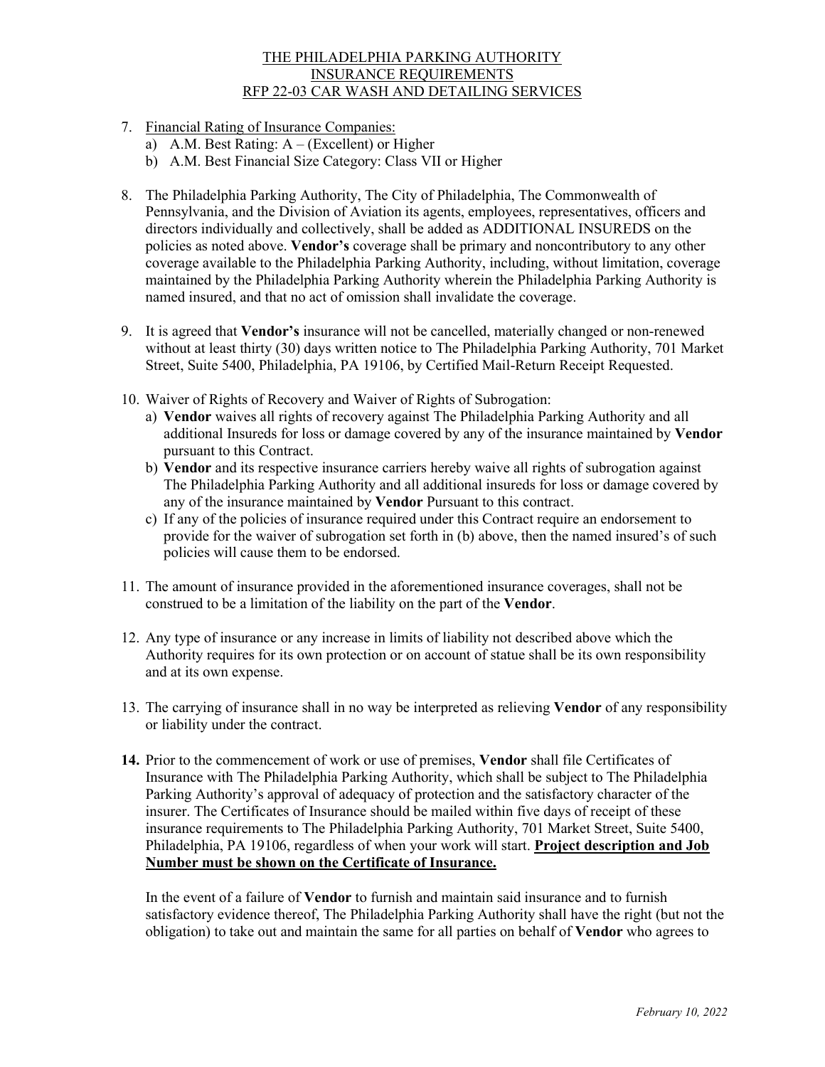THE PHILADELPHIA PARKING AUTHORITY
INSURANCE REQUIREMENTS
RFP 22-03 CAR WASH AND DETAILING SERVICES

7. Financial Rating of Insurance Companies:
   a) A.M. Best Rating: A – (Excellent) or Higher
   b) A.M. Best Financial Size Category: Class VII or Higher

8. The Philadelphia Parking Authority, The City of Philadelphia, The Commonwealth of Pennsylvania, and the Division of Aviation its agents, employees, representatives, officers and directors individually and collectively, shall be added as ADDITIONAL INSUREDS on the policies as noted above. **Vendor's** coverage shall be primary and noncontributory to any other coverage available to the Philadelphia Parking Authority, including, without limitation, coverage maintained by the Philadelphia Parking Authority wherein the Philadelphia Parking Authority is named insured, and that no act of omission shall invalidate the coverage.

9. It is agreed that **Vendor's** insurance will not be cancelled, materially changed or non-renewed without at least thirty (30) days written notice to The Philadelphia Parking Authority, 701 Market Street, Suite 5400, Philadelphia, PA 19106, by Certified Mail-Return Receipt Requested.

10. Waiver of Rights of Recovery and Waiver of Rights of Subrogation:
    a) **Vendor** waives all rights of recovery against The Philadelphia Parking Authority and all additional Insureds for loss or damage covered by any of the insurance maintained by **Vendor** pursuant to this Contract.
    b) **Vendor** and its respective insurance carriers hereby waive all rights of subrogation against The Philadelphia Parking Authority and all additional insureds for loss or damage covered by any of the insurance maintained by **Vendor** Pursuant to this contract.
    c) If any of the policies of insurance required under this Contract require an endorsement to provide for the waiver of subrogation set forth in (b) above, then the named insured's of such policies will cause them to be endorsed.

11. The amount of insurance provided in the aforementioned insurance coverages, shall not be construed to be a limitation of the liability on the part of the **Vendor**.

12. Any type of insurance or any increase in limits of liability not described above which the Authority requires for its own protection or on account of statue shall be its own responsibility and at its own expense.

13. The carrying of insurance shall in no way be interpreted as relieving **Vendor** of any responsibility or liability under the contract.

**14.** Prior to the commencement of work or use of premises, **Vendor** shall file Certificates of Insurance with The Philadelphia Parking Authority, which shall be subject to The Philadelphia Parking Authority's approval of adequacy of protection and the satisfactory character of the insurer. The Certificates of Insurance should be mailed within five days of receipt of these insurance requirements to The Philadelphia Parking Authority, 701 Market Street, Suite 5400, Philadelphia, PA 19106, regardless of when your work will start. **Project description and Job Number must be shown on the Certificate of Insurance.**

    In the event of a failure of **Vendor** to furnish and maintain said insurance and to furnish satisfactory evidence thereof, The Philadelphia Parking Authority shall have the right (but not the obligation) to take out and maintain the same for all parties on behalf of **Vendor** who agrees to

*February 10, 2022*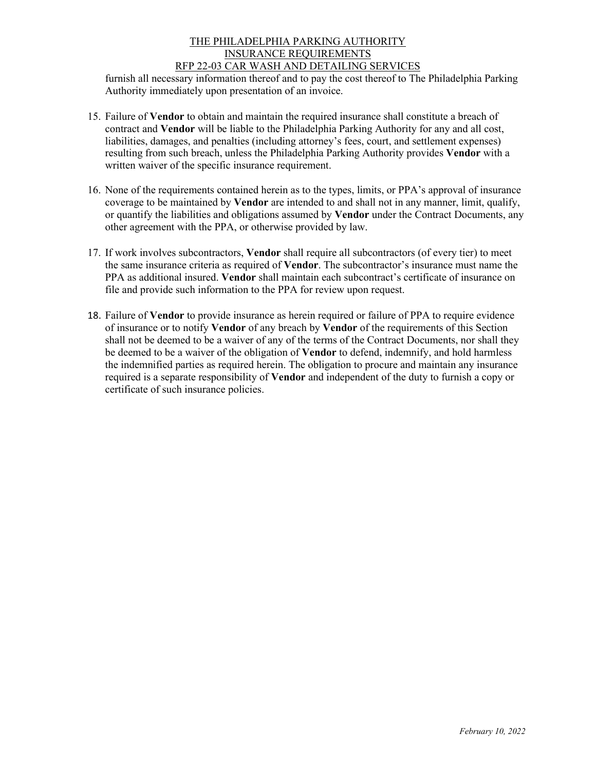furnish all necessary information thereof and to pay the cost thereof to The Philadelphia Parking Authority immediately upon presentation of an invoice.

15. Failure of **Vendor** to obtain and maintain the required insurance shall constitute a breach of contract and **Vendor** will be liable to the Philadelphia Parking Authority for any and all cost, liabilities, damages, and penalties (including attorney's fees, court, and settlement expenses) resulting from such breach, unless the Philadelphia Parking Authority provides **Vendor** with a written waiver of the specific insurance requirement.

16. None of the requirements contained herein as to the types, limits, or PPA's approval of insurance coverage to be maintained by **Vendor** are intended to and shall not in any manner, limit, qualify, or quantify the liabilities and obligations assumed by **Vendor** under the Contract Documents, any other agreement with the PPA, or otherwise provided by law.

17. If work involves subcontractors, **Vendor** shall require all subcontractors (of every tier) to meet the same insurance criteria as required of **Vendor**. The subcontractor's insurance must name the PPA as additional insured. **Vendor** shall maintain each subcontract's certificate of insurance on file and provide such information to the PPA for review upon request.

18. Failure of **Vendor** to provide insurance as herein required or failure of PPA to require evidence of insurance or to notify **Vendor** of any breach by **Vendor** of the requirements of this Section shall not be deemed to be a waiver of any of the terms of the Contract Documents, nor shall they be deemed to be a waiver of the obligation of **Vendor** to defend, indemnify, and hold harmless the indemnified parties as required herein. The obligation to procure and maintain any insurance required is a separate responsibility of **Vendor** and independent of the duty to furnish a copy or certificate of such insurance policies.